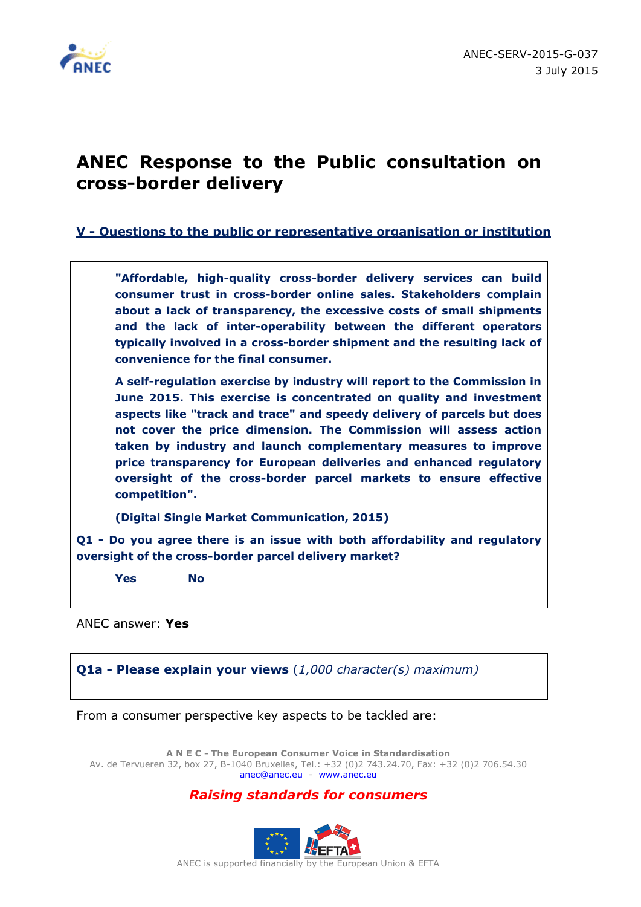ANEC-SERV-2015-G-037
3 July 2015

# ANEC Response to the Public consultation on cross-border delivery

## V - Questions to the public or representative organisation or institution

> **"Affordable, high-quality cross-border delivery services can build consumer trust in cross-border online sales. Stakeholders complain about a lack of transparency, the excessive costs of small shipments and the lack of inter-operability between the different operators typically involved in a cross-border shipment and the resulting lack of convenience for the final consumer.**
>
> **A self-regulation exercise by industry will report to the Commission in June 2015. This exercise is concentrated on quality and investment aspects like "track and trace" and speedy delivery of parcels but does not cover the price dimension. The Commission will assess action taken by industry and launch complementary measures to improve price transparency for European deliveries and enhanced regulatory oversight of the cross-border parcel markets to ensure effective competition".**
>
> **(Digital Single Market Communication, 2015)**
>
> **Q1 - Do you agree there is an issue with both affordability and regulatory oversight of the cross-border parcel delivery market?**
>
> **Yes** **No**

ANEC answer: **Yes**

> **Q1a - Please explain your views** (*1,000 character(s) maximum)*

From a consumer perspective key aspects to be tackled are: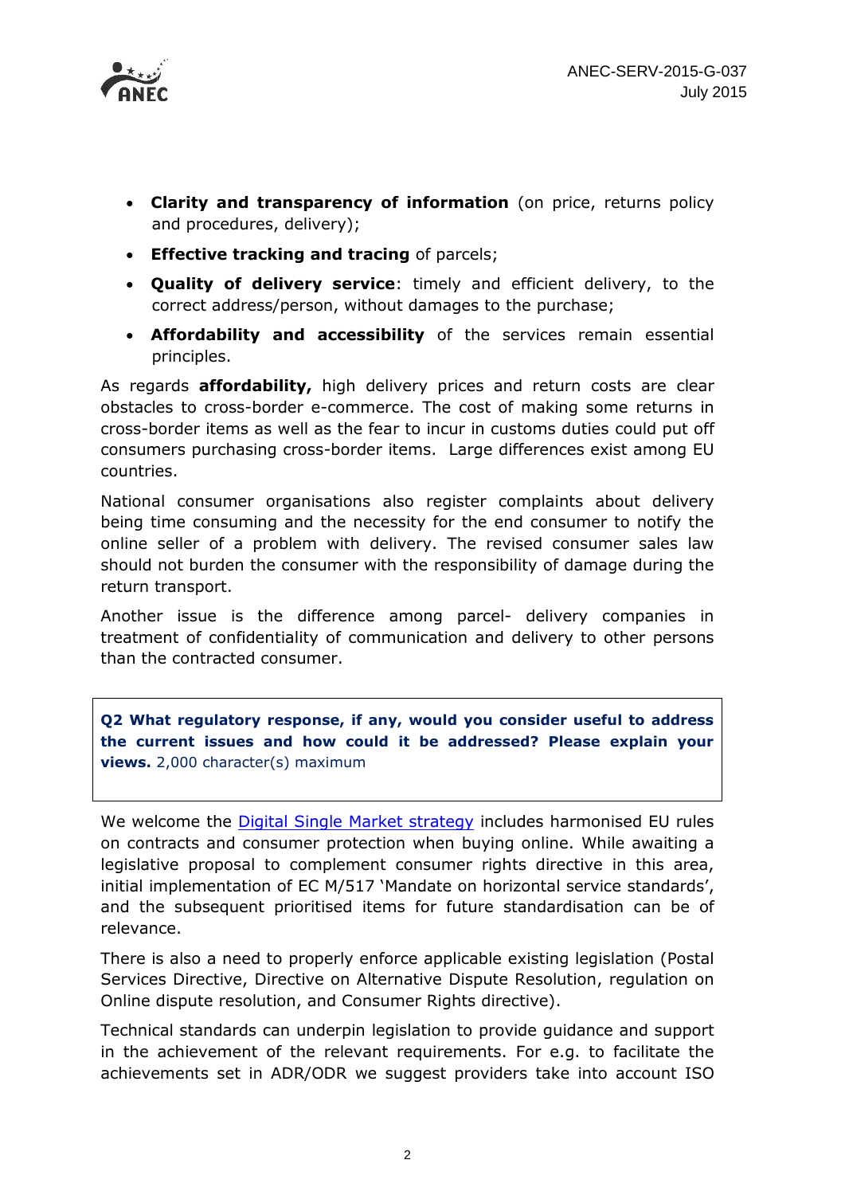- **Clarity and transparency of information** (on price, returns policy and procedures, delivery);
- **Effective tracking and tracing** of parcels;
- **Quality of delivery service**: timely and efficient delivery, to the correct address/person, without damages to the purchase;
- **Affordability and accessibility** of the services remain essential principles.

As regards **affordability,** high delivery prices and return costs are clear obstacles to cross-border e-commerce. The cost of making some returns in cross-border items as well as the fear to incur in customs duties could put off consumers purchasing cross-border items. Large differences exist among EU countries.

National consumer organisations also register complaints about delivery being time consuming and the necessity for the end consumer to notify the online seller of a problem with delivery. The revised consumer sales law should not burden the consumer with the responsibility of damage during the return transport.

Another issue is the difference among parcel- delivery companies in treatment of confidentiality of communication and delivery to other persons than the contracted consumer.

**Q2 What regulatory response, if any, would you consider useful to address the current issues and how could it be addressed? Please explain your views.** 2,000 character(s) maximum

We welcome the Digital Single Market strategy includes harmonised EU rules on contracts and consumer protection when buying online. While awaiting a legislative proposal to complement consumer rights directive in this area, initial implementation of EC M/517 'Mandate on horizontal service standards', and the subsequent prioritised items for future standardisation can be of relevance.

There is also a need to properly enforce applicable existing legislation (Postal Services Directive, Directive on Alternative Dispute Resolution, regulation on Online dispute resolution, and Consumer Rights directive).

Technical standards can underpin legislation to provide guidance and support in the achievement of the relevant requirements. For e.g. to facilitate the achievements set in ADR/ODR we suggest providers take into account ISO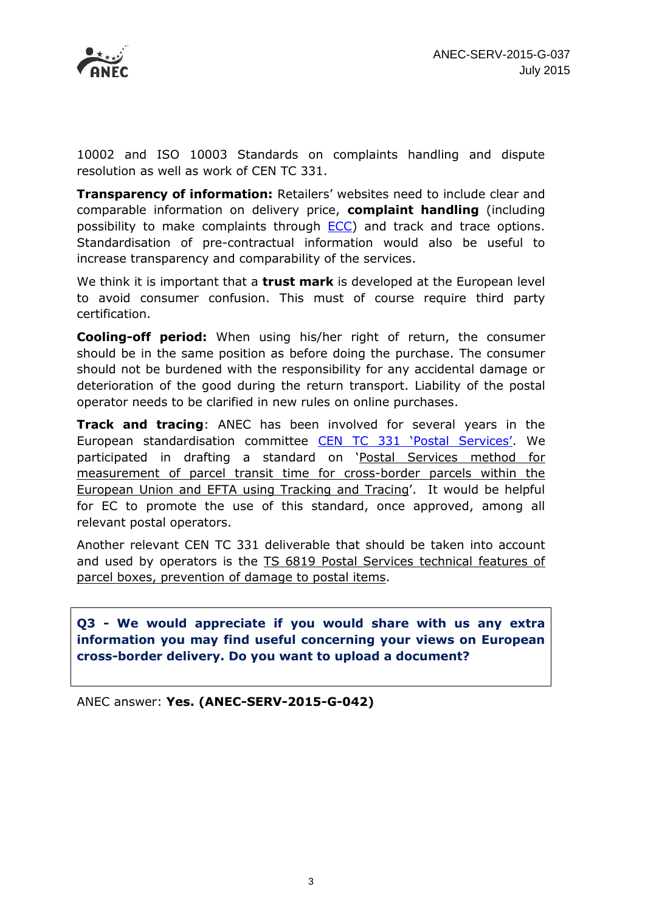10002 and ISO 10003 Standards on complaints handling and dispute resolution as well as work of CEN TC 331.

**Transparency of information:** Retailers' websites need to include clear and comparable information on delivery price, **complaint handling** (including possibility to make complaints through ECC) and track and trace options. Standardisation of pre-contractual information would also be useful to increase transparency and comparability of the services.

We think it is important that a **trust mark** is developed at the European level to avoid consumer confusion. This must of course require third party certification.

**Cooling-off period:** When using his/her right of return, the consumer should be in the same position as before doing the purchase. The consumer should not be burdened with the responsibility for any accidental damage or deterioration of the good during the return transport. Liability of the postal operator needs to be clarified in new rules on online purchases.

**Track and tracing**: ANEC has been involved for several years in the European standardisation committee CEN TC 331 'Postal Services'. We participated in drafting a standard on 'Postal Services method for measurement of parcel transit time for cross-border parcels within the European Union and EFTA using Tracking and Tracing'. It would be helpful for EC to promote the use of this standard, once approved, among all relevant postal operators.

Another relevant CEN TC 331 deliverable that should be taken into account and used by operators is the TS 6819 Postal Services technical features of parcel boxes, prevention of damage to postal items.

**Q3 - We would appreciate if you would share with us any extra information you may find useful concerning your views on European cross-border delivery. Do you want to upload a document?**

ANEC answer: **Yes. (ANEC-SERV-2015-G-042)**